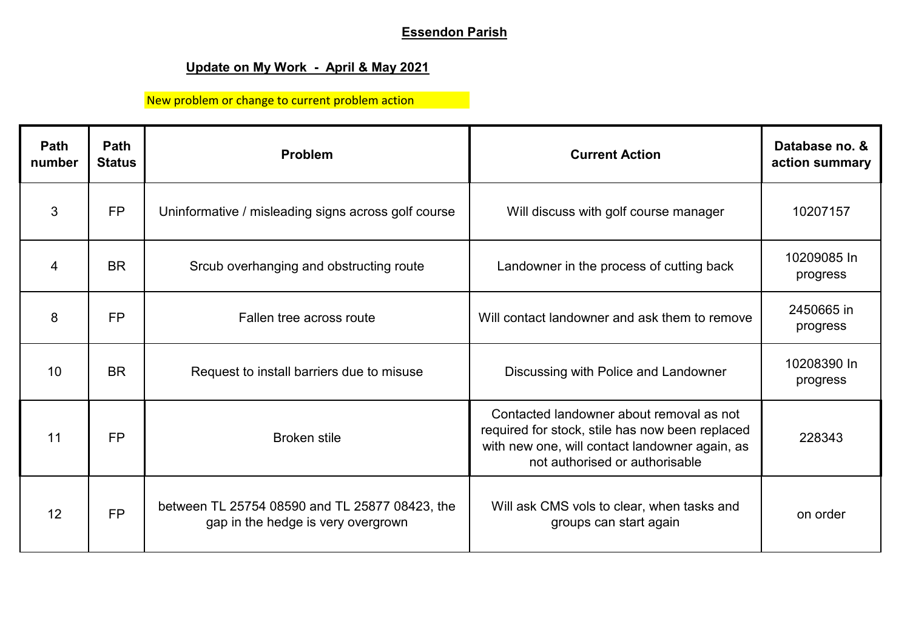# Essendon Parish

## Update on My Work - April & May 2021

New problem or change to current problem action

| Path number | Path Status | Problem | Current Action | Database no. & action summary |
|---|---|---|---|---|
| 3 | FP | Uninformative / misleading signs across golf course | Will discuss with golf course manager | 10207157 |
| 4 | BR | Srcub overhanging and obstructing route | Landowner in the process of cutting back | 10209085 In progress |
| 8 | FP | Fallen tree across route | Will contact landowner and ask them to remove | 2450665 in progress |
| 10 | BR | Request to install barriers due to misuse | Discussing with Police and Landowner | 10208390 In progress |
| 11 | FP | Broken stile | Contacted landowner about removal as not required for stock, stile has now been replaced with new one, will contact landowner again, as not authorised or authorisable | 228343 |
| 12 | FP | between TL 25754 08590 and TL 25877 08423, the gap in the hedge is very overgrown | Will ask CMS vols to clear, when tasks and groups can start again | on order |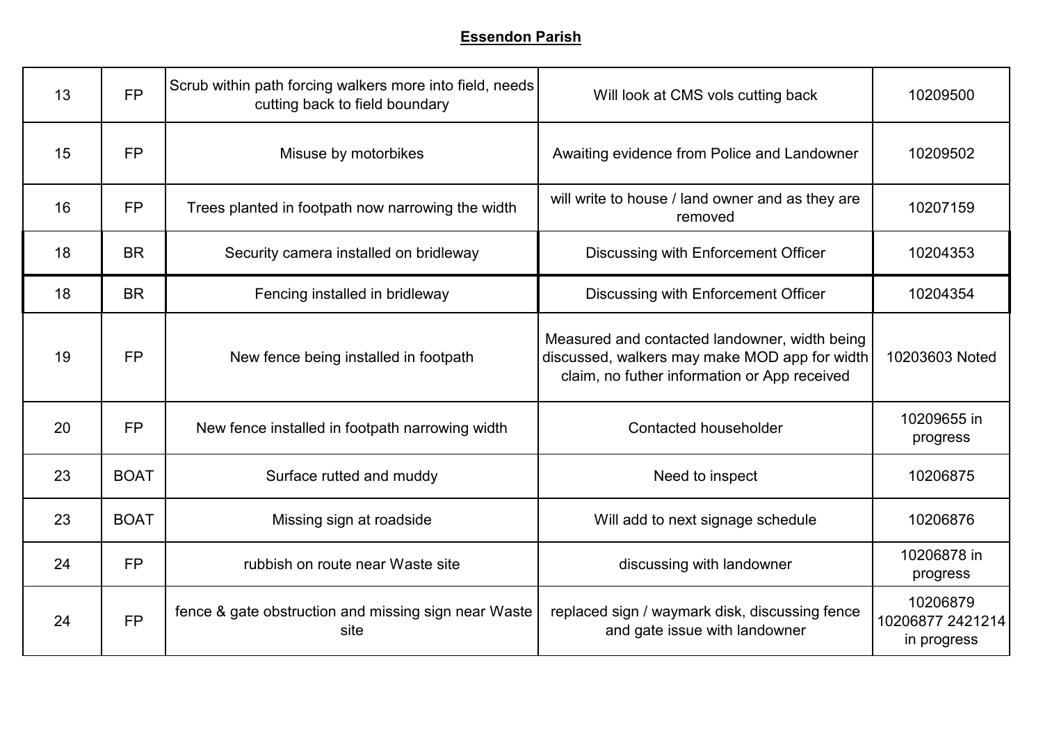**Essendon Parish**

| | | | | |
|---|---|---|---|---|
| 13 | FP | Scrub within path forcing walkers more into field, needs cutting back to field boundary | Will look at CMS vols cutting back | 10209500 |
| 15 | FP | Misuse by motorbikes | Awaiting evidence from Police and Landowner | 10209502 |
| 16 | FP | Trees planted in footpath now narrowing the width | will write to house / land owner and as they are removed | 10207159 |
| 18 | BR | Security camera installed on bridleway | Discussing with Enforcement Officer | 10204353 |
| 18 | BR | Fencing installed in bridleway | Discussing with Enforcement Officer | 10204354 |
| 19 | FP | New fence being installed in footpath | Measured and contacted landowner, width being discussed, walkers may make MOD app for width claim, no futher information or App received | 10203603 Noted |
| 20 | FP | New fence installed in footpath narrowing width | Contacted householder | 10209655 in progress |
| 23 | BOAT | Surface rutted and muddy | Need to inspect | 10206875 |
| 23 | BOAT | Missing sign at roadside | Will add to next signage schedule | 10206876 |
| 24 | FP | rubbish on route near Waste site | discussing with landowner | 10206878 in progress |
| 24 | FP | fence & gate obstruction and missing sign near Waste site | replaced sign / waymark disk, discussing fence and gate issue with landowner | 10206879 10206877 2421214 in progress |